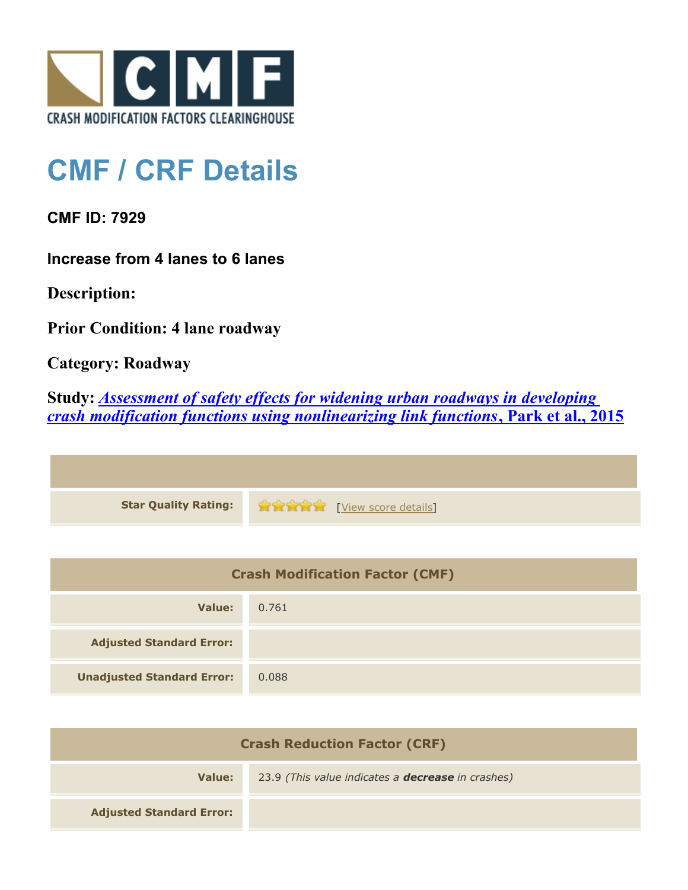# CMF / CRF Details

**CMF ID: 7929**

**Increase from 4 lanes to 6 lanes**

**Description:**

**Prior Condition: 4 lane roadway**

**Category: Roadway**

**Study: *Assessment of safety effects for widening urban roadways in developing crash modification functions using nonlinearizing link functions*, Park et al., 2015**

| | |
|---|---|
| **Star Quality Rating:** | [View score details] |

| Crash Modification Factor (CMF) | |
|---|---|
| **Value:** | 0.761 |
| **Adjusted Standard Error:** | |
| **Unadjusted Standard Error:** | 0.088 |

| Crash Reduction Factor (CRF) | |
|---|---|
| **Value:** | 23.9 *(This value indicates a **decrease** in crashes)* |
| **Adjusted Standard Error:** | |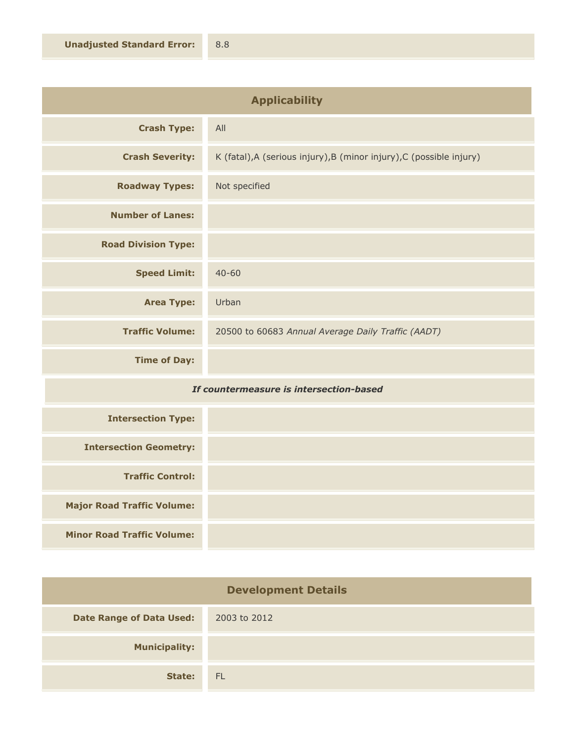| | |
|---|---|
| **Unadjusted Standard Error:** | 8.8 |

## Applicability

| | |
|---|---|
| **Crash Type:** | All |
| **Crash Severity:** | K (fatal),A (serious injury),B (minor injury),C (possible injury) |
| **Roadway Types:** | Not specified |
| **Number of Lanes:** | |
| **Road Division Type:** | |
| **Speed Limit:** | 40-60 |
| **Area Type:** | Urban |
| **Traffic Volume:** | 20500 to 60683 *Annual Average Daily Traffic (AADT)* |
| **Time of Day:** | |

*If countermeasure is intersection-based*

| | |
|---|---|
| **Intersection Type:** | |
| **Intersection Geometry:** | |
| **Traffic Control:** | |
| **Major Road Traffic Volume:** | |
| **Minor Road Traffic Volume:** | |

## Development Details

| | |
|---|---|
| **Date Range of Data Used:** | 2003 to 2012 |
| **Municipality:** | |
| **State:** | FL |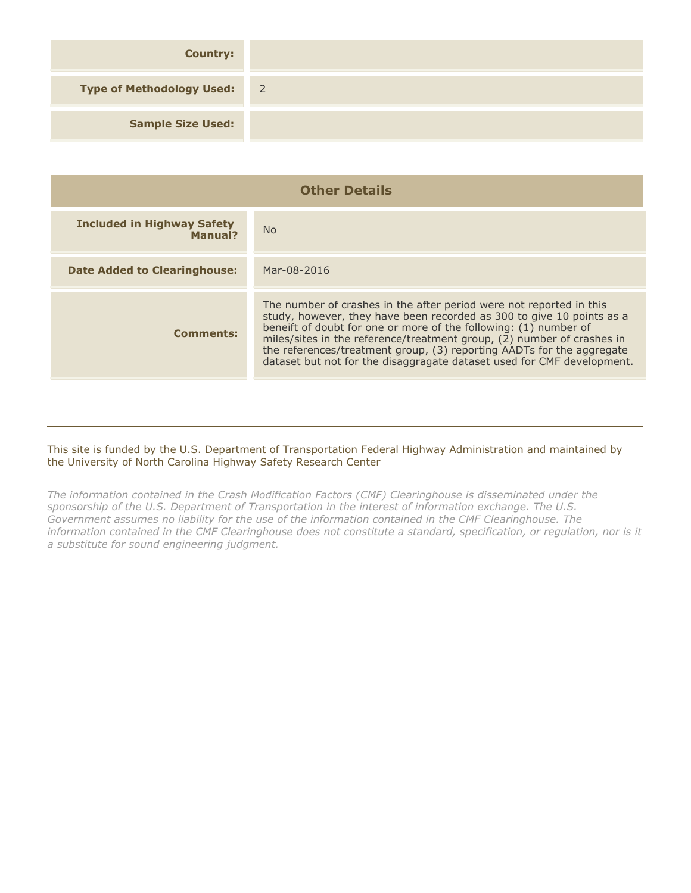| | |
|---|---|
| **Country:** | |
| **Type of Methodology Used:** | 2 |
| **Sample Size Used:** | |

## Other Details

| | |
|---|---|
| **Included in Highway Safety Manual?** | No |
| **Date Added to Clearinghouse:** | Mar-08-2016 |
| **Comments:** | The number of crashes in the after period were not reported in this study, however, they have been recorded as 300 to give 10 points as a beneift of doubt for one or more of the following: (1) number of miles/sites in the reference/treatment group, (2) number of crashes in the references/treatment group, (3) reporting AADTs for the aggregate dataset but not for the disaggragate dataset used for CMF development. |

---

This site is funded by the U.S. Department of Transportation Federal Highway Administration and maintained by the University of North Carolina Highway Safety Research Center

*The information contained in the Crash Modification Factors (CMF) Clearinghouse is disseminated under the sponsorship of the U.S. Department of Transportation in the interest of information exchange. The U.S. Government assumes no liability for the use of the information contained in the CMF Clearinghouse. The information contained in the CMF Clearinghouse does not constitute a standard, specification, or regulation, nor is it a substitute for sound engineering judgment.*